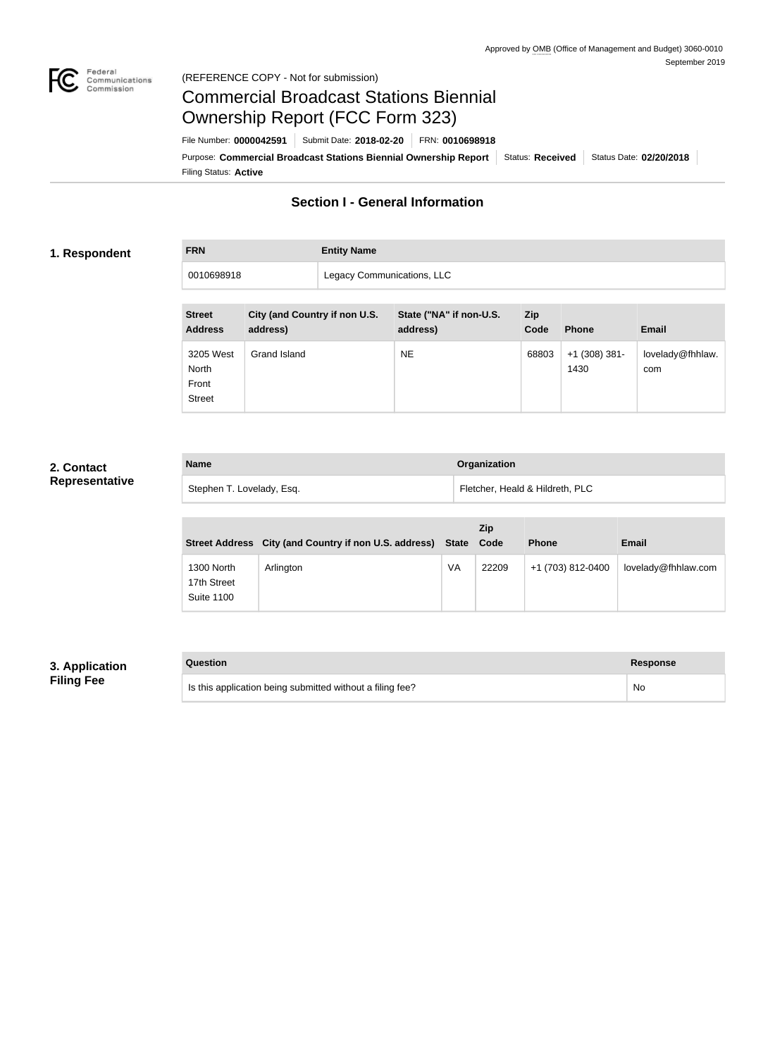Approved by OMB (Office of Management and Budget) 3060-0010
September 2019

(REFERENCE COPY - Not for submission)

# Commercial Broadcast Stations Biennial Ownership Report (FCC Form 323)

File Number: **0000042591** | Submit Date: **2018-02-20** | FRN: **0010698918**

Purpose: **Commercial Broadcast Stations Biennial Ownership Report** | Status: **Received** | Status Date: **02/20/2018**

Filing Status: **Active**

## Section I - General Information

### 1. Respondent

| FRN | Entity Name |
| --- | --- |
| 0010698918 | Legacy Communications, LLC |

| Street Address | City (and Country if non U.S. address) | State ("NA" if non-U.S. address) | Zip Code | Phone | Email |
| --- | --- | --- | --- | --- | --- |
| 3205 West North Front Street | Grand Island | NE | 68803 | +1 (308) 381-1430 | lovelady@fhhlaw.com |

### 2. Contact Representative

| Name | Organization |
| --- | --- |
| Stephen T. Lovelady, Esq. | Fletcher, Heald & Hildreth, PLC |

| Street Address | City (and Country if non U.S. address) | State | Zip Code | Phone | Email |
| --- | --- | --- | --- | --- | --- |
| 1300 North 17th Street Suite 1100 | Arlington | VA | 22209 | +1 (703) 812-0400 | lovelady@fhhlaw.com |

### 3. Application Filing Fee

| Question | Response |
| --- | --- |
| Is this application being submitted without a filing fee? | No |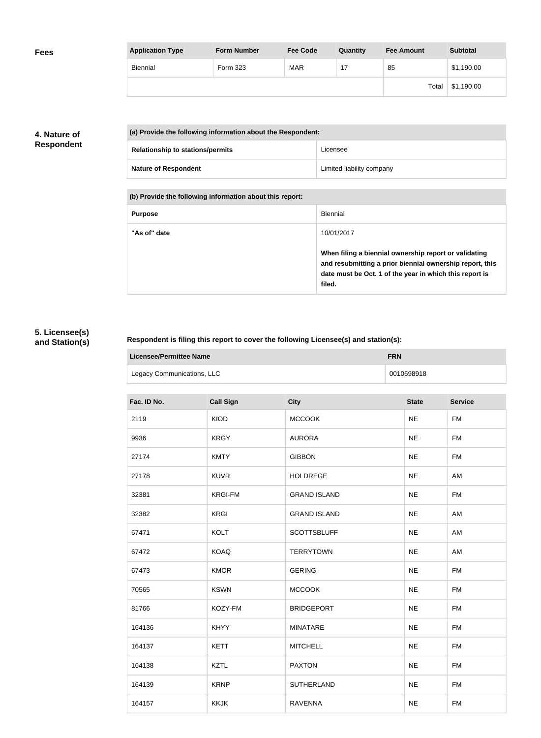## Fees

| Application Type | Form Number | Fee Code | Quantity | Fee Amount | Subtotal |
|---|---|---|---|---|---|
| Biennial | Form 323 | MAR | 17 | 85 | $1,190.00 |
| | | | | Total | $1,190.00 |

## 4. Nature of Respondent

| (a) Provide the following information about the Respondent: | |
|---|---|
| **Relationship to stations/permits** | Licensee |
| **Nature of Respondent** | Limited liability company |

| (b) Provide the following information about this report: | |
|---|---|
| **Purpose** | Biennial |
| **"As of" date** | 10/01/2017<br><br>**When filing a biennial ownership report or validating and resubmitting a prior biennial ownership report, this date must be Oct. 1 of the year in which this report is filed.** |

## 5. Licensee(s) and Station(s)

**Respondent is filing this report to cover the following Licensee(s) and station(s):**

| Licensee/Permittee Name | FRN |
|---|---|
| Legacy Communications, LLC | 0010698918 |

| Fac. ID No. | Call Sign | City | State | Service |
|---|---|---|---|---|
| 2119 | KIOD | MCCOOK | NE | FM |
| 9936 | KRGY | AURORA | NE | FM |
| 27174 | KMTY | GIBBON | NE | FM |
| 27178 | KUVR | HOLDREGE | NE | AM |
| 32381 | KRGI-FM | GRAND ISLAND | NE | FM |
| 32382 | KRGI | GRAND ISLAND | NE | AM |
| 67471 | KOLT | SCOTTSBLUFF | NE | AM |
| 67472 | KOAQ | TERRYTOWN | NE | AM |
| 67473 | KMOR | GERING | NE | FM |
| 70565 | KSWN | MCCOOK | NE | FM |
| 81766 | KOZY-FM | BRIDGEPORT | NE | FM |
| 164136 | KHYY | MINATARE | NE | FM |
| 164137 | KETT | MITCHELL | NE | FM |
| 164138 | KZTL | PAXTON | NE | FM |
| 164139 | KRNP | SUTHERLAND | NE | FM |
| 164157 | KKJK | RAVENNA | NE | FM |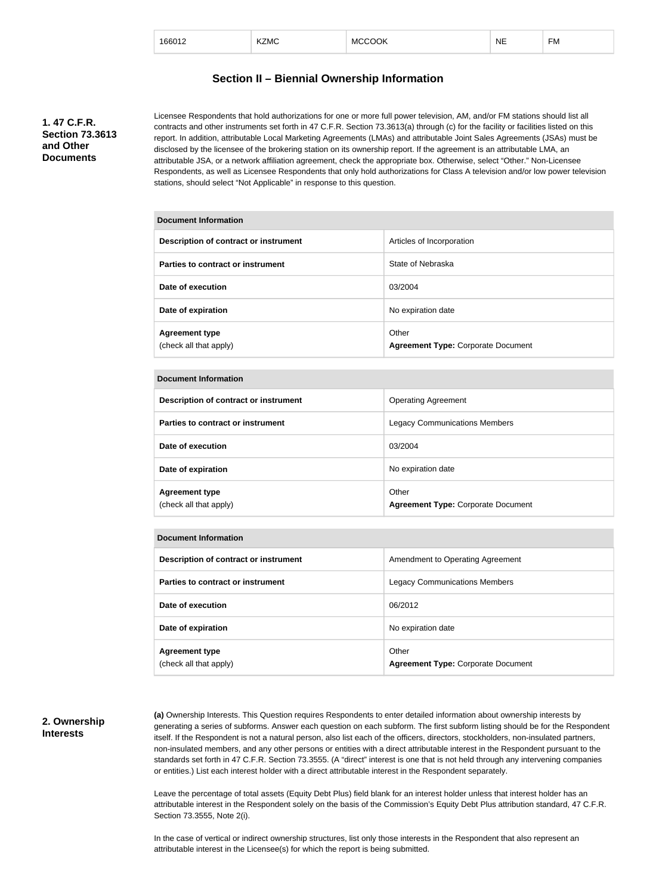| 166012 | KZMC | MCCOOK | NE | FM |
|---|---|---|---|---|

## Section II – Biennial Ownership Information

### 1. 47 C.F.R. Section 73.3613 and Other Documents

Licensee Respondents that hold authorizations for one or more full power television, AM, and/or FM stations should list all contracts and other instruments set forth in 47 C.F.R. Section 73.3613(a) through (c) for the facility or facilities listed on this report. In addition, attributable Local Marketing Agreements (LMAs) and attributable Joint Sales Agreements (JSAs) must be disclosed by the licensee of the brokering station on its ownership report. If the agreement is an attributable LMA, an attributable JSA, or a network affiliation agreement, check the appropriate box. Otherwise, select "Other." Non-Licensee Respondents, as well as Licensee Respondents that only hold authorizations for Class A television and/or low power television stations, should select "Not Applicable" in response to this question.

| Document Information | |
|---|---|
| **Description of contract or instrument** | Articles of Incorporation |
| **Parties to contract or instrument** | State of Nebraska |
| **Date of execution** | 03/2004 |
| **Date of expiration** | No expiration date |
| **Agreement type** (check all that apply) | Other **Agreement Type:** Corporate Document |

| Document Information | |
|---|---|
| **Description of contract or instrument** | Operating Agreement |
| **Parties to contract or instrument** | Legacy Communications Members |
| **Date of execution** | 03/2004 |
| **Date of expiration** | No expiration date |
| **Agreement type** (check all that apply) | Other **Agreement Type:** Corporate Document |

| Document Information | |
|---|---|
| **Description of contract or instrument** | Amendment to Operating Agreement |
| **Parties to contract or instrument** | Legacy Communications Members |
| **Date of execution** | 06/2012 |
| **Date of expiration** | No expiration date |
| **Agreement type** (check all that apply) | Other **Agreement Type:** Corporate Document |

### 2. Ownership Interests

**(a)** Ownership Interests. This Question requires Respondents to enter detailed information about ownership interests by generating a series of subforms. Answer each question on each subform. The first subform listing should be for the Respondent itself. If the Respondent is not a natural person, also list each of the officers, directors, stockholders, non-insulated partners, non-insulated members, and any other persons or entities with a direct attributable interest in the Respondent pursuant to the standards set forth in 47 C.F.R. Section 73.3555. (A "direct" interest is one that is not held through any intervening companies or entities.) List each interest holder with a direct attributable interest in the Respondent separately.

Leave the percentage of total assets (Equity Debt Plus) field blank for an interest holder unless that interest holder has an attributable interest in the Respondent solely on the basis of the Commission's Equity Debt Plus attribution standard, 47 C.F.R. Section 73.3555, Note 2(i).

In the case of vertical or indirect ownership structures, list only those interests in the Respondent that also represent an attributable interest in the Licensee(s) for which the report is being submitted.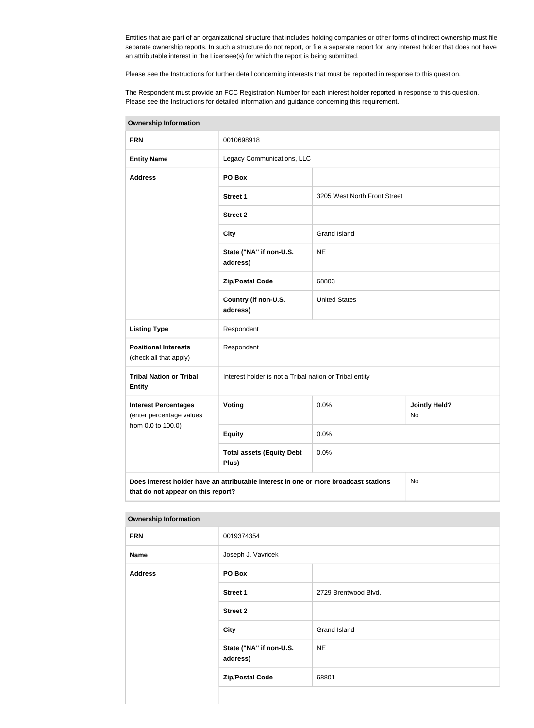Entities that are part of an organizational structure that includes holding companies or other forms of indirect ownership must file separate ownership reports. In such a structure do not report, or file a separate report for, any interest holder that does not have an attributable interest in the Licensee(s) for which the report is being submitted.

Please see the Instructions for further detail concerning interests that must be reported in response to this question.

The Respondent must provide an FCC Registration Number for each interest holder reported in response to this question. Please see the Instructions for detailed information and guidance concerning this requirement.

| **Ownership Information** | | | |
|---|---|---|---|
| **FRN** | 0010698918 | | |
| **Entity Name** | Legacy Communications, LLC | | |
| **Address** | **PO Box** | | |
| | **Street 1** | 3205 West North Front Street | |
| | **Street 2** | | |
| | **City** | Grand Island | |
| | **State ("NA" if non-U.S. address)** | NE | |
| | **Zip/Postal Code** | 68803 | |
| | **Country (if non-U.S. address)** | United States | |
| **Listing Type** | Respondent | | |
| **Positional Interests** (check all that apply) | Respondent | | |
| **Tribal Nation or Tribal Entity** | Interest holder is not a Tribal nation or Tribal entity | | |
| **Interest Percentages** (enter percentage values from 0.0 to 100.0) | **Voting** | 0.0% | **Jointly Held?** No |
| | **Equity** | 0.0% | |
| | **Total assets (Equity Debt Plus)** | 0.0% | |
| **Does interest holder have an attributable interest in one or more broadcast stations that do not appear on this report?** | | | No |

| **Ownership Information** | | |
|---|---|---|
| **FRN** | 0019374354 | |
| **Name** | Joseph J. Vavricek | |
| **Address** | **PO Box** | |
| | **Street 1** | 2729 Brentwood Blvd. |
| | **Street 2** | |
| | **City** | Grand Island |
| | **State ("NA" if non-U.S. address)** | NE |
| | **Zip/Postal Code** | 68801 |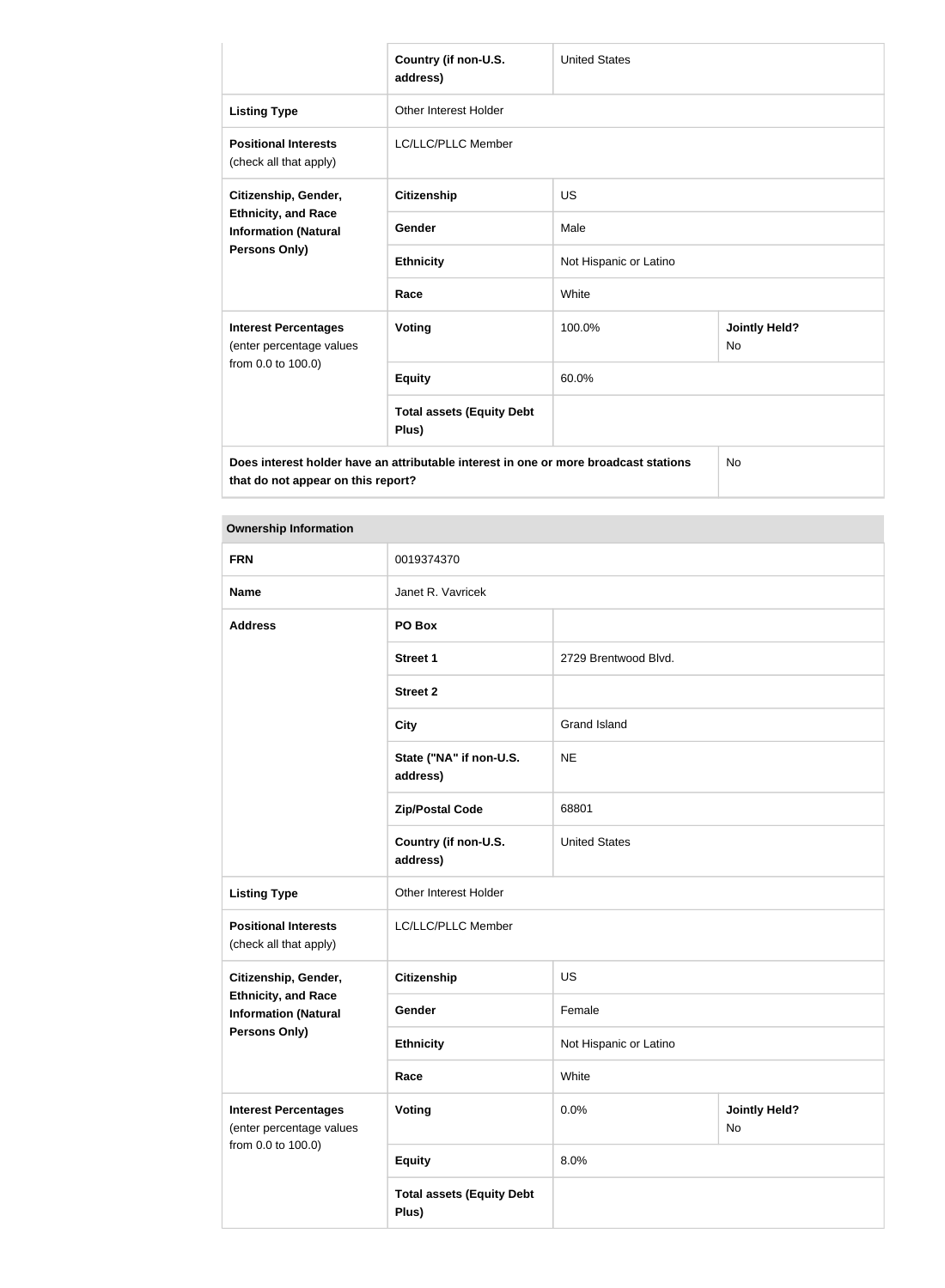| | Country (if non-U.S. address) | United States | |
|---|---|---|---|
| **Listing Type** | Other Interest Holder | | |
| **Positional Interests** (check all that apply) | LC/LLC/PLLC Member | | |
| **Citizenship, Gender, Ethnicity, and Race Information (Natural Persons Only)** | **Citizenship** | US | |
| | **Gender** | Male | |
| | **Ethnicity** | Not Hispanic or Latino | |
| | **Race** | White | |
| **Interest Percentages** (enter percentage values from 0.0 to 100.0) | **Voting** | 100.0% | **Jointly Held?** No |
| | **Equity** | 60.0% | |
| | **Total assets (Equity Debt Plus)** | | |
| **Does interest holder have an attributable interest in one or more broadcast stations that do not appear on this report?** | | | No |

| **Ownership Information** | | | |
|---|---|---|---|
| **FRN** | 0019374370 | | |
| **Name** | Janet R. Vavricek | | |
| **Address** | **PO Box** | | |
| | **Street 1** | 2729 Brentwood Blvd. | |
| | **Street 2** | | |
| | **City** | Grand Island | |
| | **State ("NA" if non-U.S. address)** | NE | |
| | **Zip/Postal Code** | 68801 | |
| | **Country (if non-U.S. address)** | United States | |
| **Listing Type** | Other Interest Holder | | |
| **Positional Interests** (check all that apply) | LC/LLC/PLLC Member | | |
| **Citizenship, Gender, Ethnicity, and Race Information (Natural Persons Only)** | **Citizenship** | US | |
| | **Gender** | Female | |
| | **Ethnicity** | Not Hispanic or Latino | |
| | **Race** | White | |
| **Interest Percentages** (enter percentage values from 0.0 to 100.0) | **Voting** | 0.0% | **Jointly Held?** No |
| | **Equity** | 8.0% | |
| | **Total assets (Equity Debt Plus)** | | |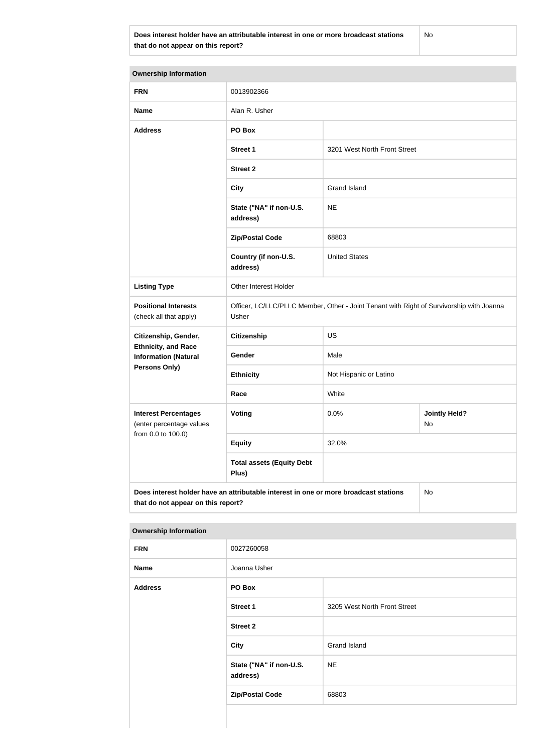| Does interest holder have an attributable interest in one or more broadcast stations that do not appear on this report? | No |
| --- | --- |

| Ownership Information | | | |
| --- | --- | --- | --- |
| **FRN** | 0013902366 | | |
| **Name** | Alan R. Usher | | |
| **Address** | **PO Box** | | |
| | **Street 1** | 3201 West North Front Street | |
| | **Street 2** | | |
| | **City** | Grand Island | |
| | **State ("NA" if non-U.S. address)** | NE | |
| | **Zip/Postal Code** | 68803 | |
| | **Country (if non-U.S. address)** | United States | |
| **Listing Type** | Other Interest Holder | | |
| **Positional Interests** (check all that apply) | Officer, LC/LLC/PLLC Member, Other - Joint Tenant with Right of Survivorship with Joanna Usher | | |
| **Citizenship, Gender, Ethnicity, and Race Information (Natural Persons Only)** | **Citizenship** | US | |
| | **Gender** | Male | |
| | **Ethnicity** | Not Hispanic or Latino | |
| | **Race** | White | |
| **Interest Percentages** (enter percentage values from 0.0 to 100.0) | **Voting** | 0.0% | **Jointly Held?** No |
| | **Equity** | 32.0% | |
| | **Total assets (Equity Debt Plus)** | | |
| **Does interest holder have an attributable interest in one or more broadcast stations that do not appear on this report?** | | | No |

| Ownership Information | | |
| --- | --- | --- |
| **FRN** | 0027260058 | |
| **Name** | Joanna Usher | |
| **Address** | **PO Box** | |
| | **Street 1** | 3205 West North Front Street |
| | **Street 2** | |
| | **City** | Grand Island |
| | **State ("NA" if non-U.S. address)** | NE |
| | **Zip/Postal Code** | 68803 |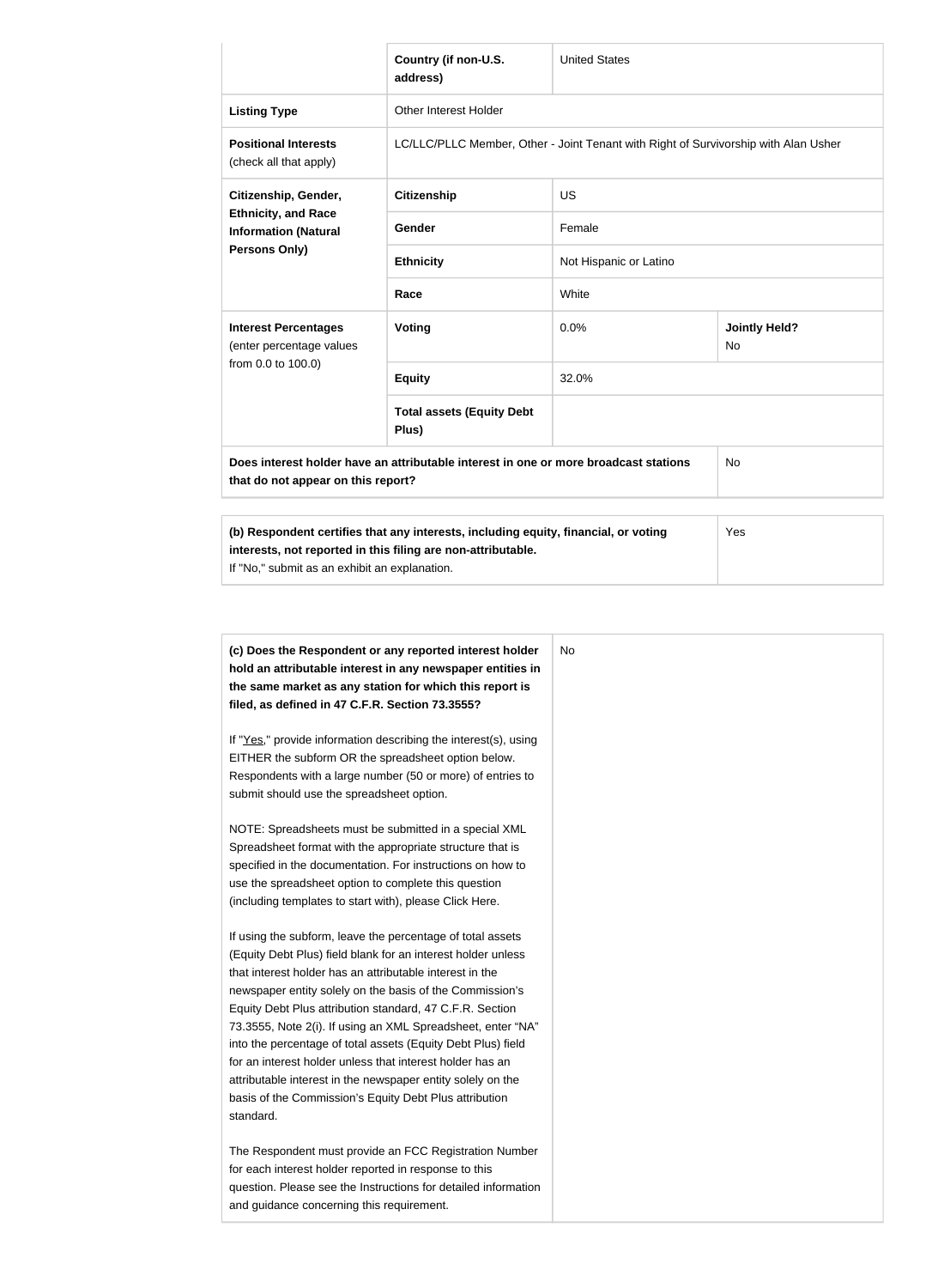| | | | |
|---|---|---|---|
| | **Country (if non-U.S. address)** | United States | |
| **Listing Type** | Other Interest Holder | | |
| **Positional Interests** (check all that apply) | LC/LLC/PLLC Member, Other - Joint Tenant with Right of Survivorship with Alan Usher | | |
| **Citizenship, Gender, Ethnicity, and Race Information (Natural Persons Only)** | **Citizenship** | US | |
| | **Gender** | Female | |
| | **Ethnicity** | Not Hispanic or Latino | |
| | **Race** | White | |
| **Interest Percentages** (enter percentage values from 0.0 to 100.0) | **Voting** | 0.0% | **Jointly Held?** No |
| | **Equity** | 32.0% | |
| | **Total assets (Equity Debt Plus)** | | |
| **Does interest holder have an attributable interest in one or more broadcast stations that do not appear on this report?** | | | No |

| | |
|---|---|
| **(b) Respondent certifies that any interests, including equity, financial, or voting interests, not reported in this filing are non-attributable.** If "No," submit as an exhibit an explanation. | Yes |

| | |
|---|---|
| **(c) Does the Respondent or any reported interest holder hold an attributable interest in any newspaper entities in the same market as any station for which this report is filed, as defined in 47 C.F.R. Section 73.3555?**<br><br>If "Yes," provide information describing the interest(s), using EITHER the subform OR the spreadsheet option below. Respondents with a large number (50 or more) of entries to submit should use the spreadsheet option.<br><br>NOTE: Spreadsheets must be submitted in a special XML Spreadsheet format with the appropriate structure that is specified in the documentation. For instructions on how to use the spreadsheet option to complete this question (including templates to start with), please Click Here.<br><br>If using the subform, leave the percentage of total assets (Equity Debt Plus) field blank for an interest holder unless that interest holder has an attributable interest in the newspaper entity solely on the basis of the Commission's Equity Debt Plus attribution standard, 47 C.F.R. Section 73.3555, Note 2(i). If using an XML Spreadsheet, enter "NA" into the percentage of total assets (Equity Debt Plus) field for an interest holder unless that interest holder has an attributable interest in the newspaper entity solely on the basis of the Commission's Equity Debt Plus attribution standard.<br><br>The Respondent must provide an FCC Registration Number for each interest holder reported in response to this question. Please see the Instructions for detailed information and guidance concerning this requirement. | No |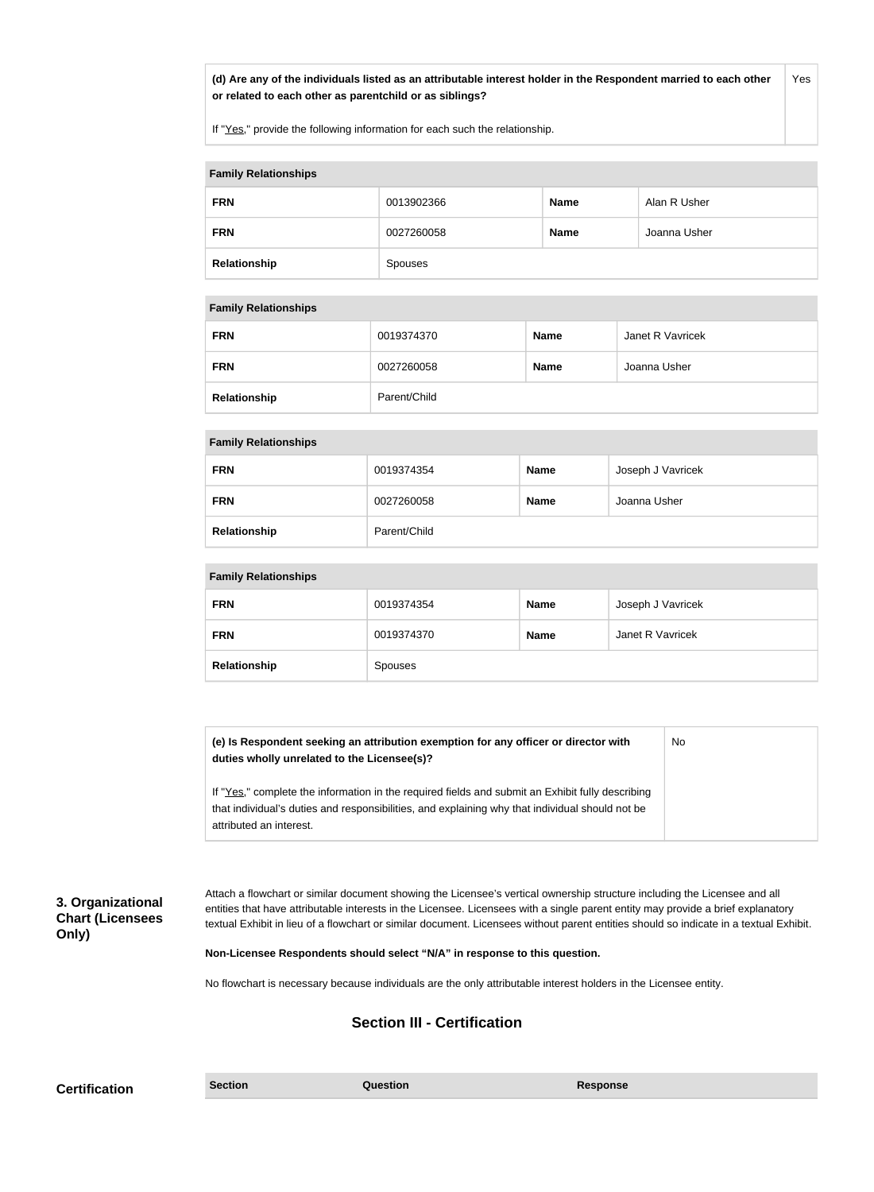| (d) Are any of the individuals listed as an attributable interest holder in the Respondent married to each other or related to each other as parentchild or as siblings?<br><br>If "Yes," provide the following information for each such the relationship. | Yes |
| --- | --- |

| Family Relationships | | | |
| --- | --- | --- | --- |
| FRN | 0013902366 | Name | Alan R Usher |
| FRN | 0027260058 | Name | Joanna Usher |
| Relationship | Spouses | | |

| Family Relationships | | | |
| --- | --- | --- | --- |
| FRN | 0019374370 | Name | Janet R Vavricek |
| FRN | 0027260058 | Name | Joanna Usher |
| Relationship | Parent/Child | | |

| Family Relationships | | | |
| --- | --- | --- | --- |
| FRN | 0019374354 | Name | Joseph J Vavricek |
| FRN | 0027260058 | Name | Joanna Usher |
| Relationship | Parent/Child | | |

| Family Relationships | | | |
| --- | --- | --- | --- |
| FRN | 0019374354 | Name | Joseph J Vavricek |
| FRN | 0019374370 | Name | Janet R Vavricek |
| Relationship | Spouses | | |

| (e) Is Respondent seeking an attribution exemption for any officer or director with duties wholly unrelated to the Licensee(s)?<br><br>If "Yes," complete the information in the required fields and submit an Exhibit fully describing that individual's duties and responsibilities, and explaining why that individual should not be attributed an interest. | No |
| --- | --- |

**3. Organizational Chart (Licensees Only)**

Attach a flowchart or similar document showing the Licensee's vertical ownership structure including the Licensee and all entities that have attributable interests in the Licensee. Licensees with a single parent entity may provide a brief explanatory textual Exhibit in lieu of a flowchart or similar document. Licensees without parent entities should so indicate in a textual Exhibit.

**Non-Licensee Respondents should select "N/A" in response to this question.**

No flowchart is necessary because individuals are the only attributable interest holders in the Licensee entity.

## Section III - Certification

**Certification**

| Section | Question | Response |
| --- | --- | --- |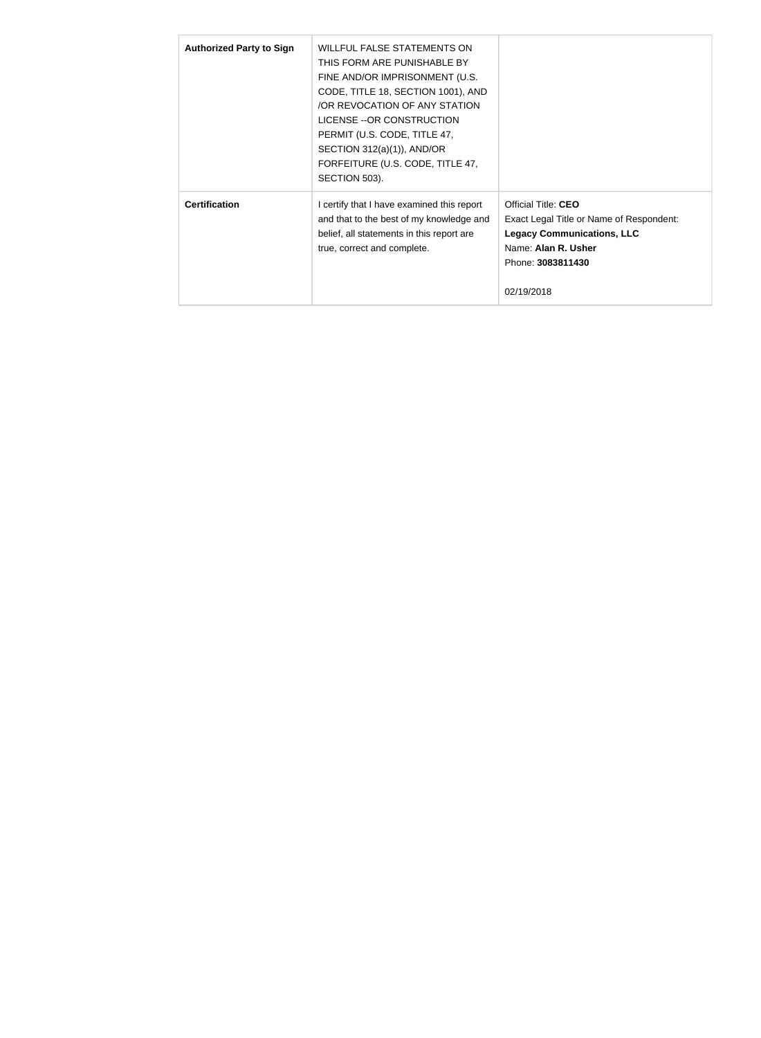| | | |
|---|---|---|
| **Authorized Party to Sign** | WILLFUL FALSE STATEMENTS ON THIS FORM ARE PUNISHABLE BY FINE AND/OR IMPRISONMENT (U.S. CODE, TITLE 18, SECTION 1001), AND /OR REVOCATION OF ANY STATION LICENSE --OR CONSTRUCTION PERMIT (U.S. CODE, TITLE 47, SECTION 312(a)(1)), AND/OR FORFEITURE (U.S. CODE, TITLE 47, SECTION 503). | |
| **Certification** | I certify that I have examined this report and that to the best of my knowledge and belief, all statements in this report are true, correct and complete. | Official Title: **CEO**<br>Exact Legal Title or Name of Respondent: **Legacy Communications, LLC**<br>Name: **Alan R. Usher**<br>Phone: **3083811430**<br><br>02/19/2018 |